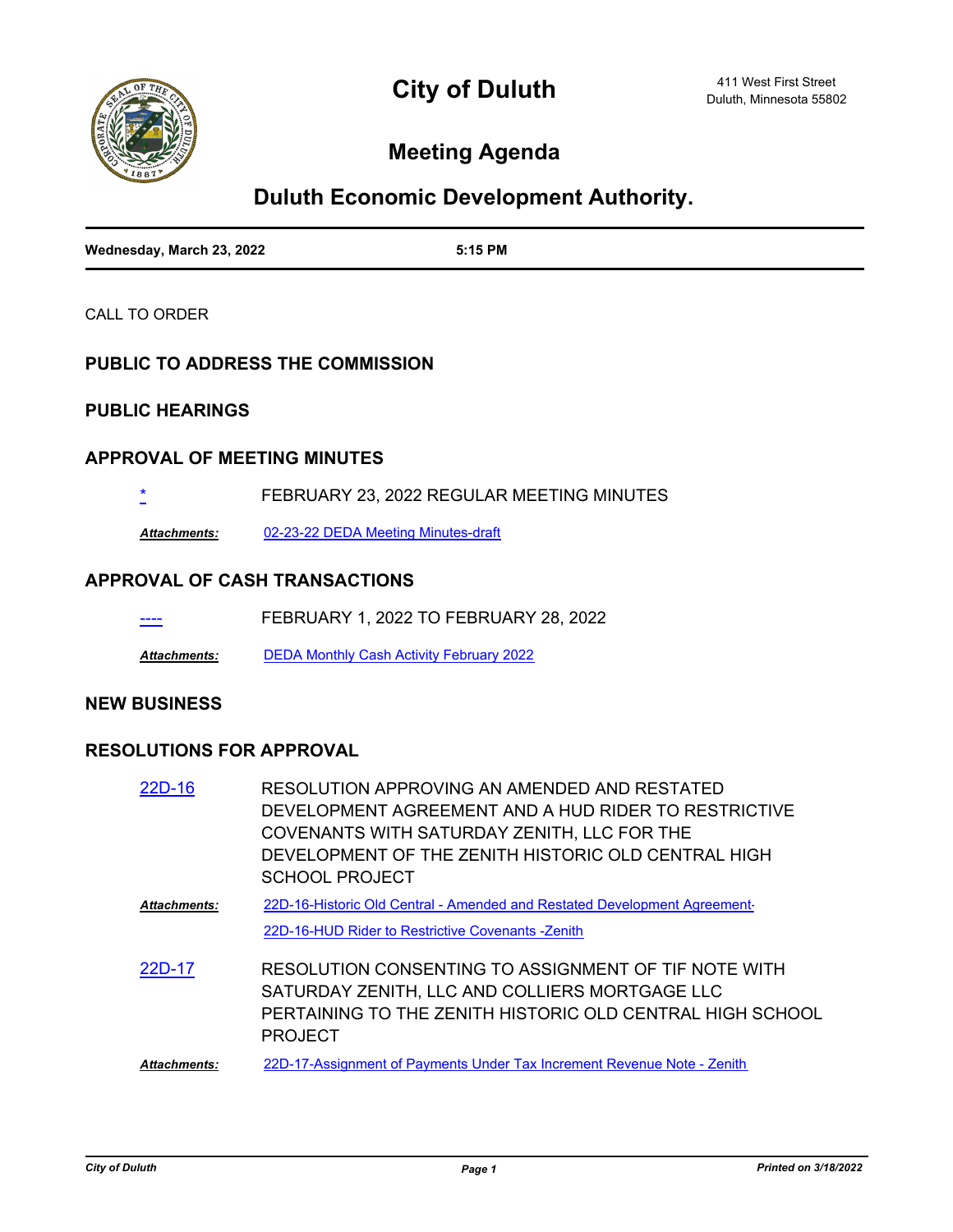# City of Duluth

411 West First Street
Duluth, Minnesota 55802

## Meeting Agenda

## Duluth Economic Development Authority.

**Wednesday, March 23, 2022** **5:15 PM**

CALL TO ORDER

### PUBLIC TO ADDRESS THE COMMISSION

### PUBLIC HEARINGS

### APPROVAL OF MEETING MINUTES

* FEBRUARY 23, 2022 REGULAR MEETING MINUTES

***Attachments:*** 02-23-22 DEDA Meeting Minutes-draft

### APPROVAL OF CASH TRANSACTIONS

---- FEBRUARY 1, 2022 TO FEBRUARY 28, 2022

***Attachments:*** DEDA Monthly Cash Activity February 2022

### NEW BUSINESS

### RESOLUTIONS FOR APPROVAL

22D-16 RESOLUTION APPROVING AN AMENDED AND RESTATED DEVELOPMENT AGREEMENT AND A HUD RIDER TO RESTRICTIVE COVENANTS WITH SATURDAY ZENITH, LLC FOR THE DEVELOPMENT OF THE ZENITH HISTORIC OLD CENTRAL HIGH SCHOOL PROJECT

***Attachments:*** 22D-16-Historic Old Central - Amended and Restated Development Agreement-
22D-16-HUD Rider to Restrictive Covenants -Zenith

22D-17 RESOLUTION CONSENTING TO ASSIGNMENT OF TIF NOTE WITH SATURDAY ZENITH, LLC AND COLLIERS MORTGAGE LLC PERTAINING TO THE ZENITH HISTORIC OLD CENTRAL HIGH SCHOOL PROJECT

***Attachments:*** 22D-17-Assignment of Payments Under Tax Increment Revenue Note - Zenith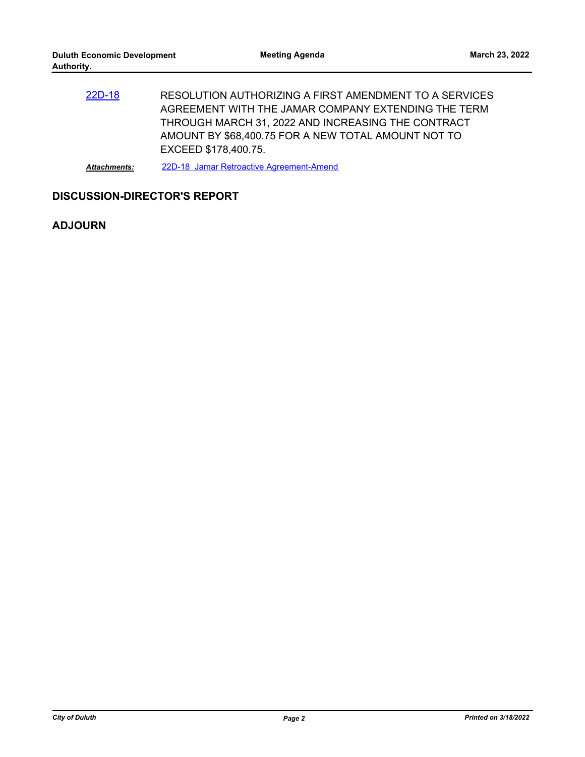22D-18 RESOLUTION AUTHORIZING A FIRST AMENDMENT TO A SERVICES AGREEMENT WITH THE JAMAR COMPANY EXTENDING THE TERM THROUGH MARCH 31, 2022 AND INCREASING THE CONTRACT AMOUNT BY $68,400.75 FOR A NEW TOTAL AMOUNT NOT TO EXCEED $178,400.75.

***Attachments:*** 22D-18 Jamar Retroactive Agreement-Amend

## DISCUSSION-DIRECTOR'S REPORT

## ADJOURN